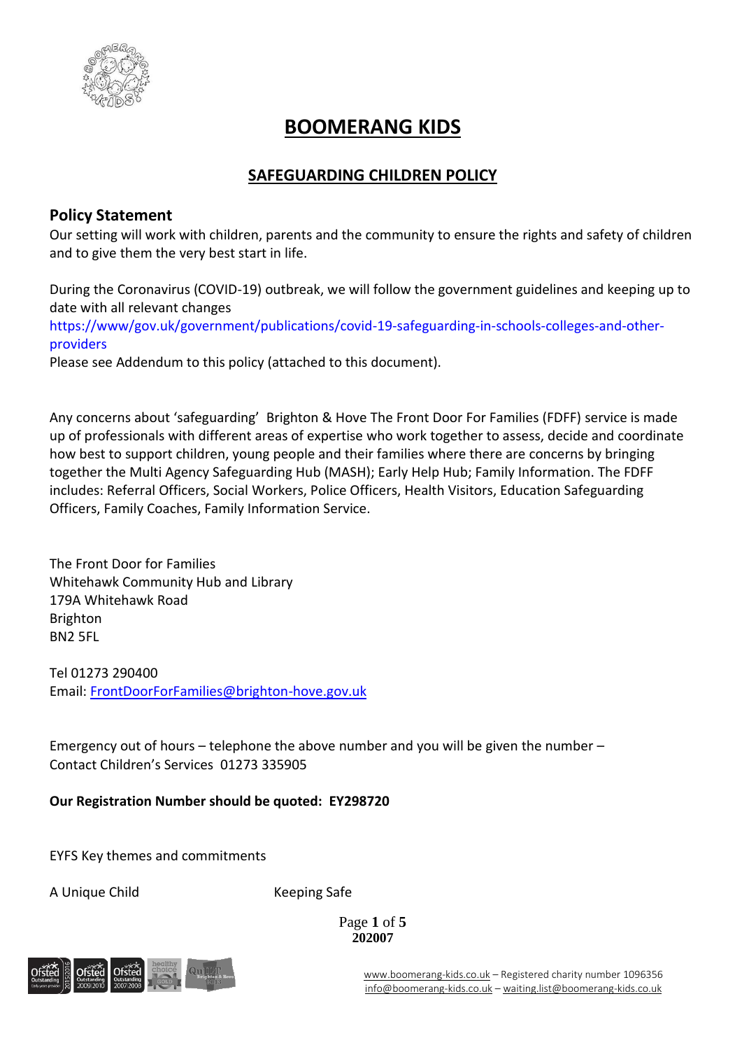# BOOMERANG KIDS

## SAFEGUARDING CHILDREN POLICY

### Policy Statement

Our setting will work with children, parents and the community to ensure the rights and safety of children and to give them the very best start in life.

During the Coronavirus (COVID-19) outbreak, we will follow the government guidelines and keeping up to date with all relevant changes
https://www/gov.uk/government/publications/covid-19-safeguarding-in-schools-colleges-and-other-providers
Please see Addendum to this policy (attached to this document).

Any concerns about 'safeguarding' Brighton & Hove The Front Door For Families (FDFF) service is made up of professionals with different areas of expertise who work together to assess, decide and coordinate how best to support children, young people and their families where there are concerns by bringing together the Multi Agency Safeguarding Hub (MASH); Early Help Hub; Family Information. The FDFF includes: Referral Officers, Social Workers, Police Officers, Health Visitors, Education Safeguarding Officers, Family Coaches, Family Information Service.

The Front Door for Families
Whitehawk Community Hub and Library
179A Whitehawk Road
Brighton
BN2 5FL

Tel 01273 290400
Email: FrontDoorForFamilies@brighton-hove.gov.uk

Emergency out of hours – telephone the above number and you will be given the number –
Contact Children's Services 01273 335905

**Our Registration Number should be quoted: EY298720**

EYFS Key themes and commitments

A Unique Child Keeping Safe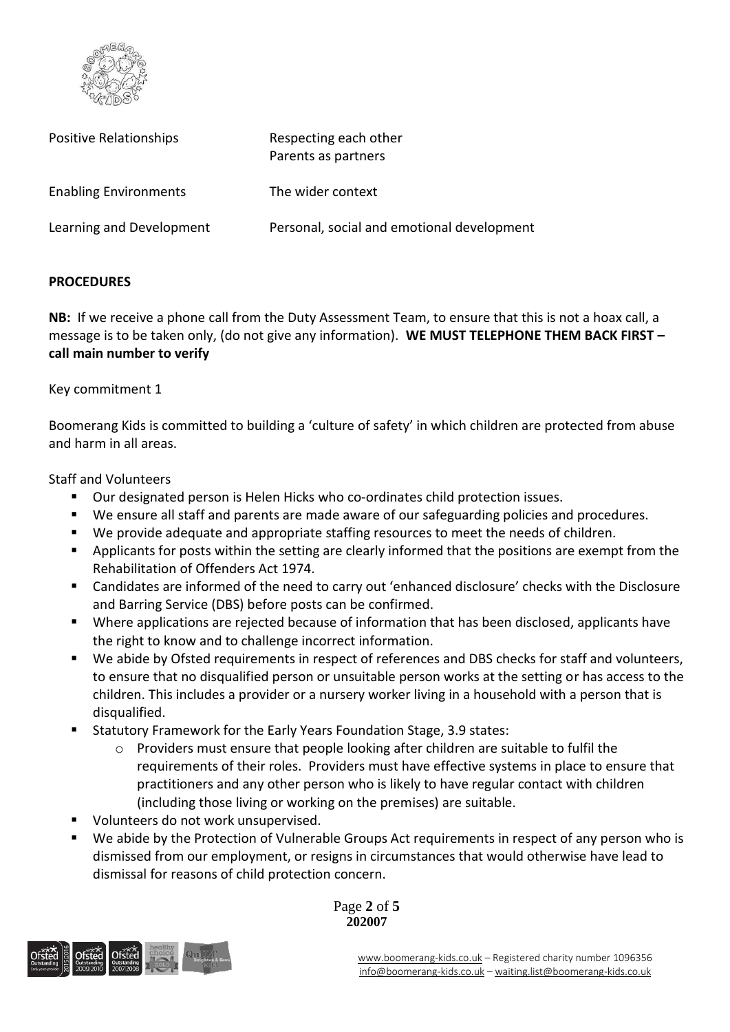| | |
|---|---|
| Positive Relationships | Respecting each other<br>Parents as partners |
| Enabling Environments | The wider context |
| Learning and Development | Personal, social and emotional development |

**PROCEDURES**

**NB:** If we receive a phone call from the Duty Assessment Team, to ensure that this is not a hoax call, a message is to be taken only, (do not give any information). **WE MUST TELEPHONE THEM BACK FIRST – call main number to verify**

Key commitment 1

Boomerang Kids is committed to building a 'culture of safety' in which children are protected from abuse and harm in all areas.

Staff and Volunteers

- Our designated person is Helen Hicks who co-ordinates child protection issues.
- We ensure all staff and parents are made aware of our safeguarding policies and procedures.
- We provide adequate and appropriate staffing resources to meet the needs of children.
- Applicants for posts within the setting are clearly informed that the positions are exempt from the Rehabilitation of Offenders Act 1974.
- Candidates are informed of the need to carry out 'enhanced disclosure' checks with the Disclosure and Barring Service (DBS) before posts can be confirmed.
- Where applications are rejected because of information that has been disclosed, applicants have the right to know and to challenge incorrect information.
- We abide by Ofsted requirements in respect of references and DBS checks for staff and volunteers, to ensure that no disqualified person or unsuitable person works at the setting or has access to the children. This includes a provider or a nursery worker living in a household with a person that is disqualified.
- Statutory Framework for the Early Years Foundation Stage, 3.9 states:
    - Providers must ensure that people looking after children are suitable to fulfil the requirements of their roles. Providers must have effective systems in place to ensure that practitioners and any other person who is likely to have regular contact with children (including those living or working on the premises) are suitable.
- Volunteers do not work unsupervised.
- We abide by the Protection of Vulnerable Groups Act requirements in respect of any person who is dismissed from our employment, or resigns in circumstances that would otherwise have lead to dismissal for reasons of child protection concern.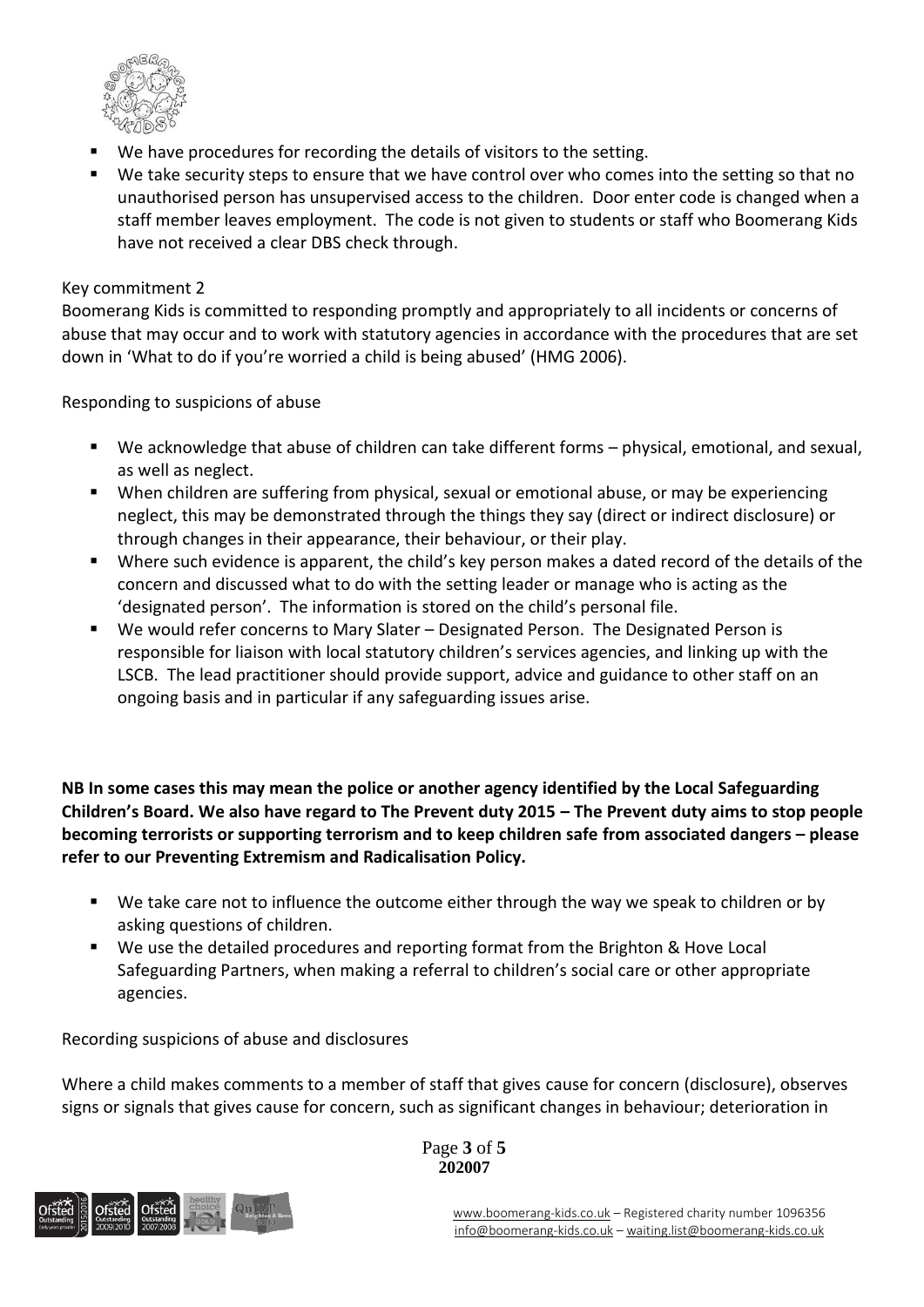- We have procedures for recording the details of visitors to the setting.
- We take security steps to ensure that we have control over who comes into the setting so that no unauthorised person has unsupervised access to the children. Door enter code is changed when a staff member leaves employment. The code is not given to students or staff who Boomerang Kids have not received a clear DBS check through.

Key commitment 2

Boomerang Kids is committed to responding promptly and appropriately to all incidents or concerns of abuse that may occur and to work with statutory agencies in accordance with the procedures that are set down in 'What to do if you're worried a child is being abused' (HMG 2006).

Responding to suspicions of abuse

- We acknowledge that abuse of children can take different forms – physical, emotional, and sexual, as well as neglect.
- When children are suffering from physical, sexual or emotional abuse, or may be experiencing neglect, this may be demonstrated through the things they say (direct or indirect disclosure) or through changes in their appearance, their behaviour, or their play.
- Where such evidence is apparent, the child's key person makes a dated record of the details of the concern and discussed what to do with the setting leader or manage who is acting as the 'designated person'. The information is stored on the child's personal file.
- We would refer concerns to Mary Slater – Designated Person. The Designated Person is responsible for liaison with local statutory children's services agencies, and linking up with the LSCB. The lead practitioner should provide support, advice and guidance to other staff on an ongoing basis and in particular if any safeguarding issues arise.

**NB In some cases this may mean the police or another agency identified by the Local Safeguarding Children's Board. We also have regard to The Prevent duty 2015 – The Prevent duty aims to stop people becoming terrorists or supporting terrorism and to keep children safe from associated dangers – please refer to our Preventing Extremism and Radicalisation Policy.**

- We take care not to influence the outcome either through the way we speak to children or by asking questions of children.
- We use the detailed procedures and reporting format from the Brighton & Hove Local Safeguarding Partners, when making a referral to children's social care or other appropriate agencies.

Recording suspicions of abuse and disclosures

Where a child makes comments to a member of staff that gives cause for concern (disclosure), observes signs or signals that gives cause for concern, such as significant changes in behaviour; deterioration in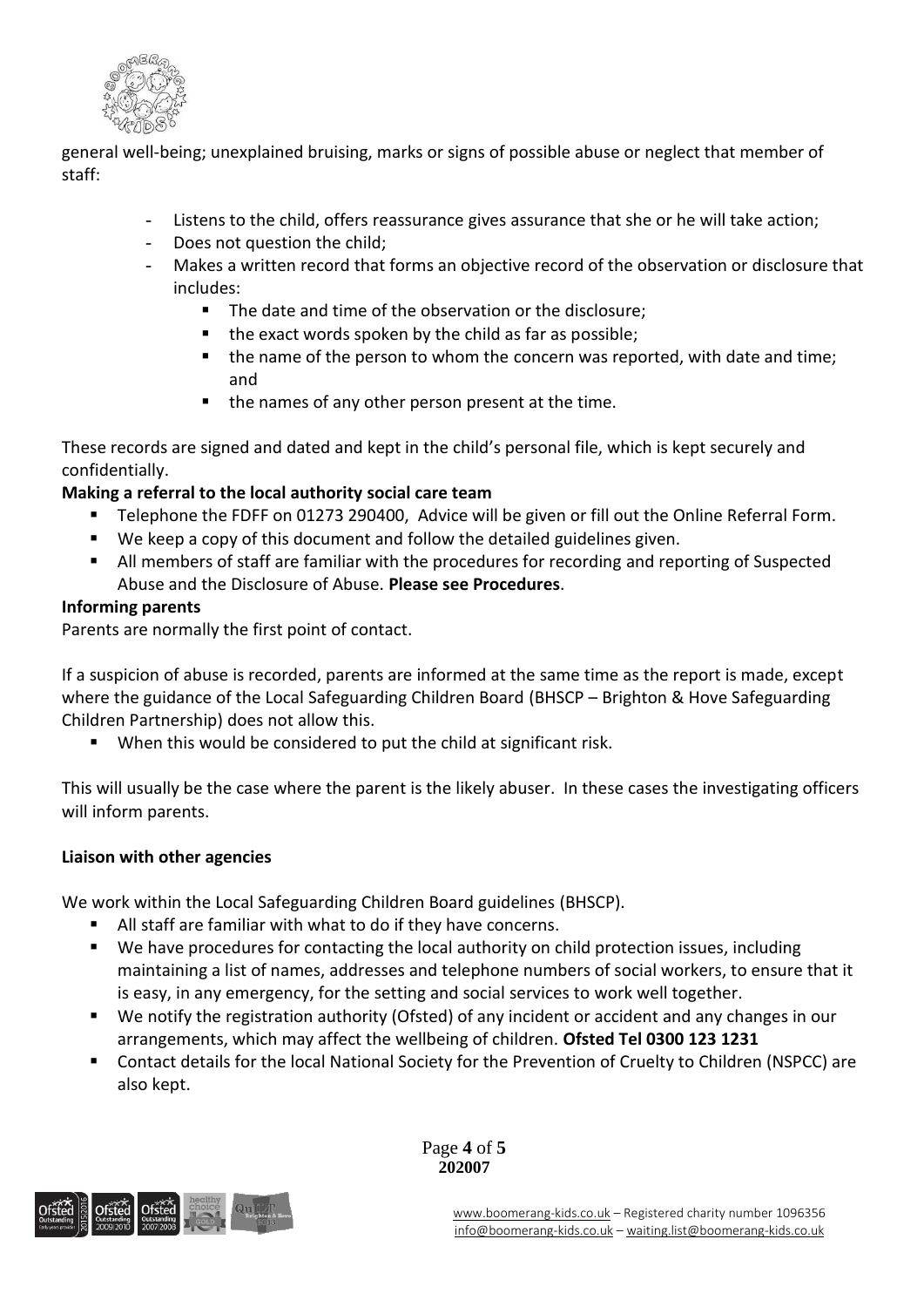general well-being; unexplained bruising, marks or signs of possible abuse or neglect that member of staff:

- Listens to the child, offers reassurance gives assurance that she or he will take action;
- Does not question the child;
- Makes a written record that forms an objective record of the observation or disclosure that includes:
  - The date and time of the observation or the disclosure;
  - the exact words spoken by the child as far as possible;
  - the name of the person to whom the concern was reported, with date and time; and
  - the names of any other person present at the time.

These records are signed and dated and kept in the child's personal file, which is kept securely and confidentially.

**Making a referral to the local authority social care team**

- Telephone the FDFF on 01273 290400, Advice will be given or fill out the Online Referral Form.
- We keep a copy of this document and follow the detailed guidelines given.
- All members of staff are familiar with the procedures for recording and reporting of Suspected Abuse and the Disclosure of Abuse. **Please see Procedures**.

**Informing parents**

Parents are normally the first point of contact.

If a suspicion of abuse is recorded, parents are informed at the same time as the report is made, except where the guidance of the Local Safeguarding Children Board (BHSCP – Brighton & Hove Safeguarding Children Partnership) does not allow this.

- When this would be considered to put the child at significant risk.

This will usually be the case where the parent is the likely abuser. In these cases the investigating officers will inform parents.

**Liaison with other agencies**

We work within the Local Safeguarding Children Board guidelines (BHSCP).

- All staff are familiar with what to do if they have concerns.
- We have procedures for contacting the local authority on child protection issues, including maintaining a list of names, addresses and telephone numbers of social workers, to ensure that it is easy, in any emergency, for the setting and social services to work well together.
- We notify the registration authority (Ofsted) of any incident or accident and any changes in our arrangements, which may affect the wellbeing of children. **Ofsted Tel 0300 123 1231**
- Contact details for the local National Society for the Prevention of Cruelty to Children (NSPCC) are also kept.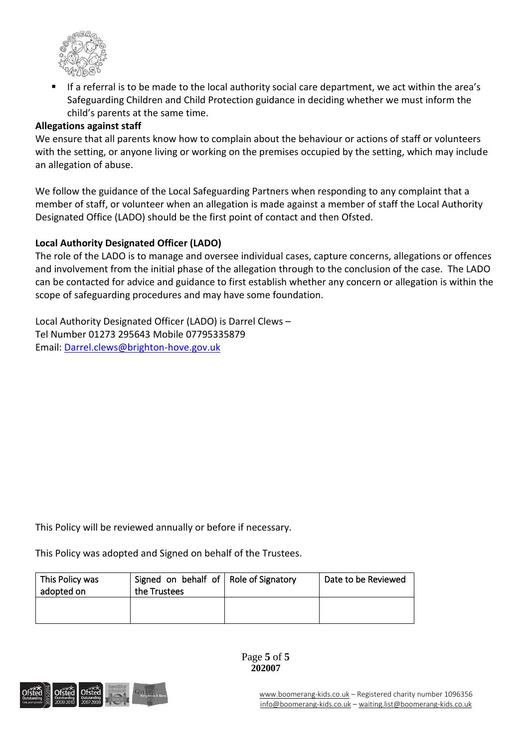- If a referral is to be made to the local authority social care department, we act within the area's Safeguarding Children and Child Protection guidance in deciding whether we must inform the child's parents at the same time.

**Allegations against staff**

We ensure that all parents know how to complain about the behaviour or actions of staff or volunteers with the setting, or anyone living or working on the premises occupied by the setting, which may include an allegation of abuse.

We follow the guidance of the Local Safeguarding Partners when responding to any complaint that a member of staff, or volunteer when an allegation is made against a member of staff the Local Authority Designated Office (LADO) should be the first point of contact and then Ofsted.

**Local Authority Designated Officer (LADO)**

The role of the LADO is to manage and oversee individual cases, capture concerns, allegations or offences and involvement from the initial phase of the allegation through to the conclusion of the case. The LADO can be contacted for advice and guidance to first establish whether any concern or allegation is within the scope of safeguarding procedures and may have some foundation.

Local Authority Designated Officer (LADO) is Darrel Clews –
Tel Number 01273 295643 Mobile 07795335879
Email: Darrel.clews@brighton-hove.gov.uk

This Policy will be reviewed annually or before if necessary.

This Policy was adopted and Signed on behalf of the Trustees.

| This Policy was adopted on | Signed on behalf of the Trustees | Role of Signatory | Date to be Reviewed |
|---|---|---|---|
| | | | |

202007

www.boomerang-kids.co.uk – Registered charity number 1096356
info@boomerang-kids.co.uk – waiting.list@boomerang-kids.co.uk